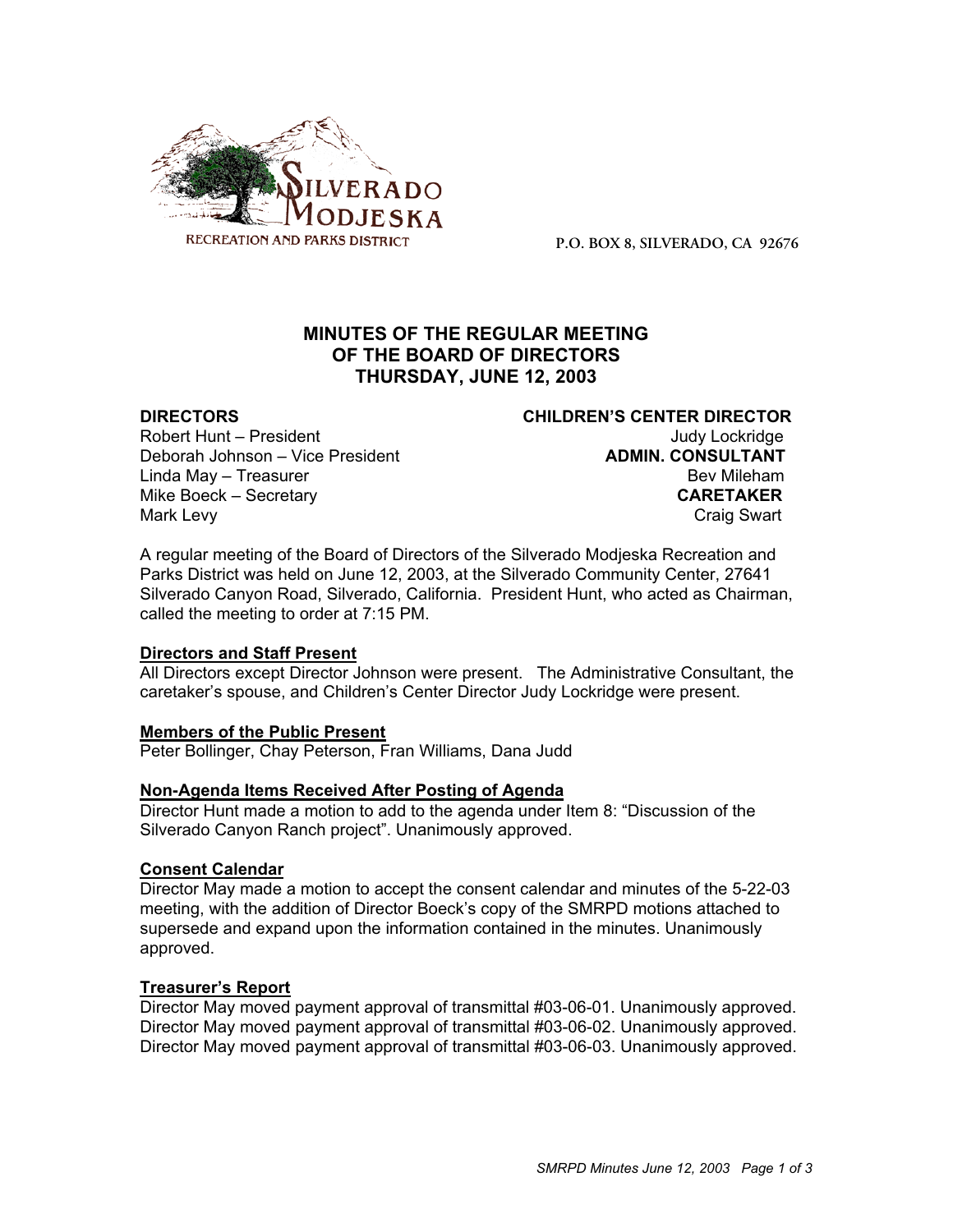SILVERADO MODJESKA
RECREATION AND PARKS DISTRICT

P.O. BOX 8, SILVERADO, CA 92676

# MINUTES OF THE REGULAR MEETING OF THE BOARD OF DIRECTORS THURSDAY, JUNE 12, 2003

**DIRECTORS**
Robert Hunt – President
Deborah Johnson – Vice President
Linda May – Treasurer
Mike Boeck – Secretary
Mark Levy

**CHILDREN'S CENTER DIRECTOR**
Judy Lockridge

**ADMIN. CONSULTANT**
Bev Mileham

**CARETAKER**
Craig Swart

A regular meeting of the Board of Directors of the Silverado Modjeska Recreation and Parks District was held on June 12, 2003, at the Silverado Community Center, 27641 Silverado Canyon Road, Silverado, California. President Hunt, who acted as Chairman, called the meeting to order at 7:15 PM.

**Directors and Staff Present**

All Directors except Director Johnson were present. The Administrative Consultant, the caretaker's spouse, and Children's Center Director Judy Lockridge were present.

**Members of the Public Present**

Peter Bollinger, Chay Peterson, Fran Williams, Dana Judd

**Non-Agenda Items Received After Posting of Agenda**

Director Hunt made a motion to add to the agenda under Item 8: "Discussion of the Silverado Canyon Ranch project". Unanimously approved.

**Consent Calendar**

Director May made a motion to accept the consent calendar and minutes of the 5-22-03 meeting, with the addition of Director Boeck's copy of the SMRPD motions attached to supersede and expand upon the information contained in the minutes. Unanimously approved.

**Treasurer's Report**

Director May moved payment approval of transmittal #03-06-01. Unanimously approved.
Director May moved payment approval of transmittal #03-06-02. Unanimously approved.
Director May moved payment approval of transmittal #03-06-03. Unanimously approved.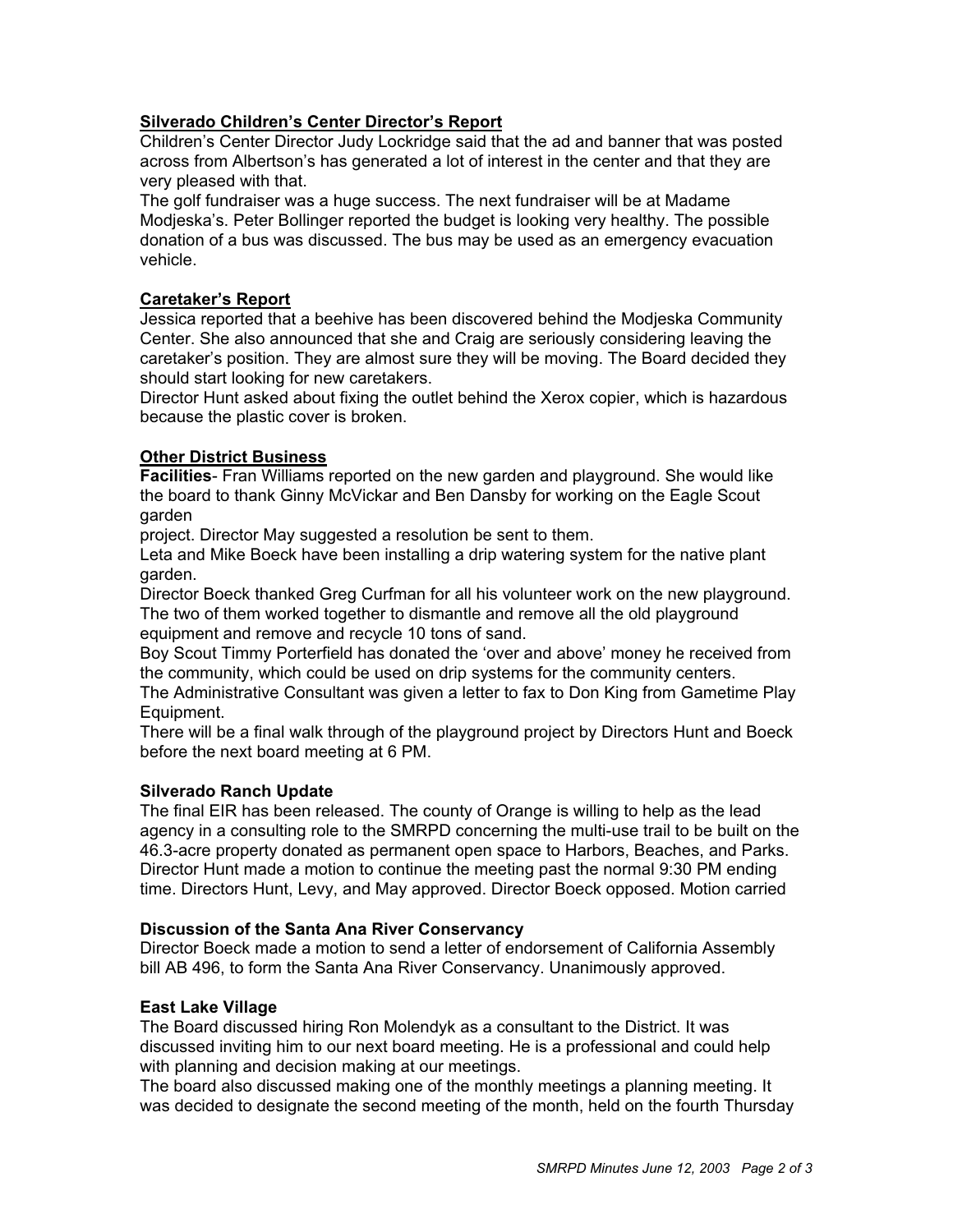## Silverado Children's Center Director's Report

Children's Center Director Judy Lockridge said that the ad and banner that was posted across from Albertson's has generated a lot of interest in the center and that they are very pleased with that.

The golf fundraiser was a huge success. The next fundraiser will be at Madame Modjeska's. Peter Bollinger reported the budget is looking very healthy. The possible donation of a bus was discussed. The bus may be used as an emergency evacuation vehicle.

## Caretaker's Report

Jessica reported that a beehive has been discovered behind the Modjeska Community Center. She also announced that she and Craig are seriously considering leaving the caretaker's position. They are almost sure they will be moving. The Board decided they should start looking for new caretakers.

Director Hunt asked about fixing the outlet behind the Xerox copier, which is hazardous because the plastic cover is broken.

## Other District Business

**Facilities**- Fran Williams reported on the new garden and playground. She would like the board to thank Ginny McVickar and Ben Dansby for working on the Eagle Scout garden project. Director May suggested a resolution be sent to them.

Leta and Mike Boeck have been installing a drip watering system for the native plant garden.

Director Boeck thanked Greg Curfman for all his volunteer work on the new playground. The two of them worked together to dismantle and remove all the old playground equipment and remove and recycle 10 tons of sand.

Boy Scout Timmy Porterfield has donated the 'over and above' money he received from the community, which could be used on drip systems for the community centers.

The Administrative Consultant was given a letter to fax to Don King from Gametime Play Equipment.

There will be a final walk through of the playground project by Directors Hunt and Boeck before the next board meeting at 6 PM.

### Silverado Ranch Update

The final EIR has been released. The county of Orange is willing to help as the lead agency in a consulting role to the SMRPD concerning the multi-use trail to be built on the 46.3-acre property donated as permanent open space to Harbors, Beaches, and Parks. Director Hunt made a motion to continue the meeting past the normal 9:30 PM ending time. Directors Hunt, Levy, and May approved. Director Boeck opposed. Motion carried

### Discussion of the Santa Ana River Conservancy

Director Boeck made a motion to send a letter of endorsement of California Assembly bill AB 496, to form the Santa Ana River Conservancy. Unanimously approved.

### East Lake Village

The Board discussed hiring Ron Molendyk as a consultant to the District. It was discussed inviting him to our next board meeting. He is a professional and could help with planning and decision making at our meetings.

The board also discussed making one of the monthly meetings a planning meeting. It was decided to designate the second meeting of the month, held on the fourth Thursday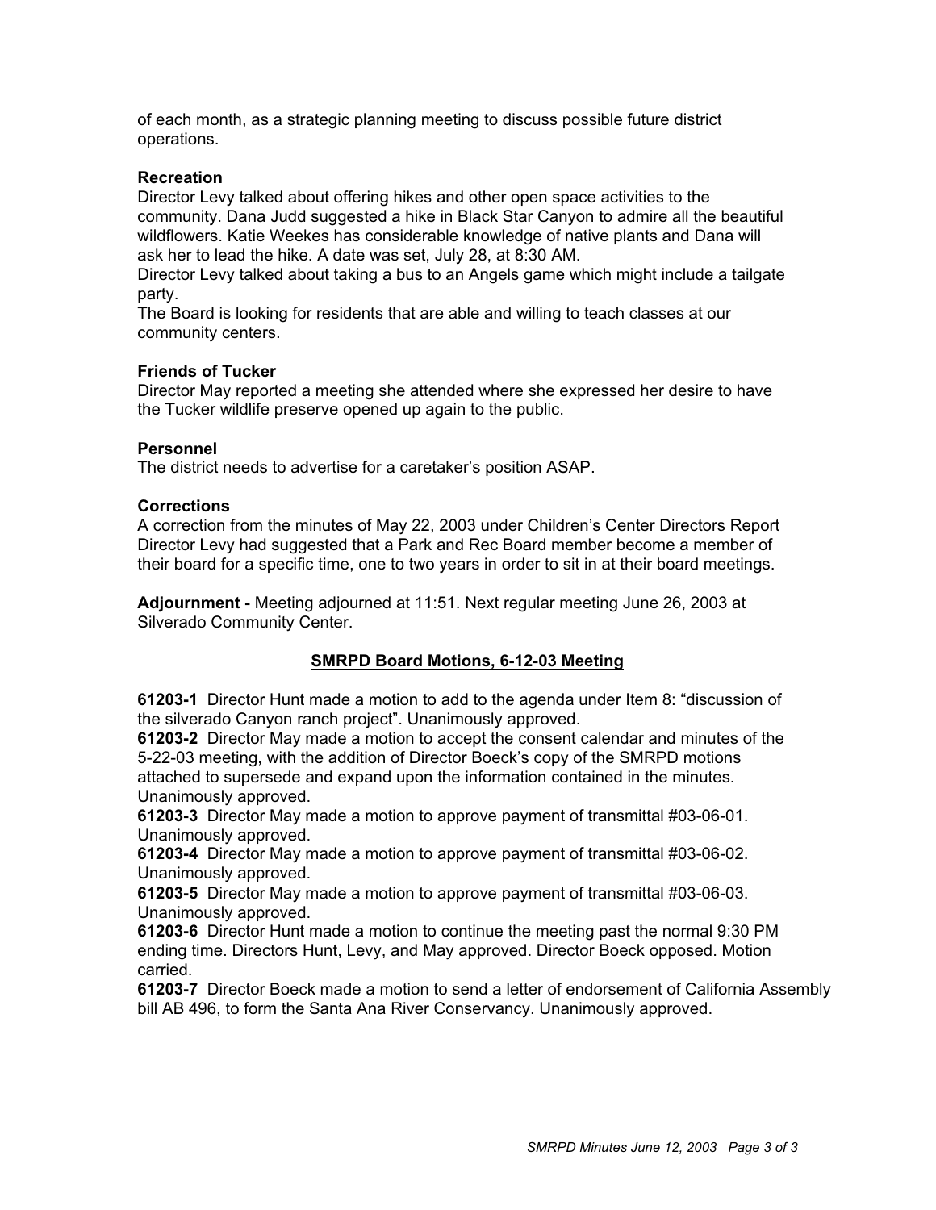of each month, as a strategic planning meeting to discuss possible future district operations.

**Recreation**

Director Levy talked about offering hikes and other open space activities to the community. Dana Judd suggested a hike in Black Star Canyon to admire all the beautiful wildflowers. Katie Weekes has considerable knowledge of native plants and Dana will ask her to lead the hike. A date was set, July 28, at 8:30 AM.

Director Levy talked about taking a bus to an Angels game which might include a tailgate party.

The Board is looking for residents that are able and willing to teach classes at our community centers.

**Friends of Tucker**

Director May reported a meeting she attended where she expressed her desire to have the Tucker wildlife preserve opened up again to the public.

**Personnel**

The district needs to advertise for a caretaker's position ASAP.

**Corrections**

A correction from the minutes of May 22, 2003 under Children's Center Directors Report Director Levy had suggested that a Park and Rec Board member become a member of their board for a specific time, one to two years in order to sit in at their board meetings.

**Adjournment -** Meeting adjourned at 11:51. Next regular meeting June 26, 2003 at Silverado Community Center.

## SMRPD Board Motions, 6-12-03 Meeting

**61203-1** Director Hunt made a motion to add to the agenda under Item 8: "discussion of the silverado Canyon ranch project". Unanimously approved.

**61203-2** Director May made a motion to accept the consent calendar and minutes of the 5-22-03 meeting, with the addition of Director Boeck's copy of the SMRPD motions attached to supersede and expand upon the information contained in the minutes. Unanimously approved.

**61203-3** Director May made a motion to approve payment of transmittal #03-06-01. Unanimously approved.

**61203-4** Director May made a motion to approve payment of transmittal #03-06-02. Unanimously approved.

**61203-5** Director May made a motion to approve payment of transmittal #03-06-03. Unanimously approved.

**61203-6** Director Hunt made a motion to continue the meeting past the normal 9:30 PM ending time. Directors Hunt, Levy, and May approved. Director Boeck opposed. Motion carried.

**61203-7** Director Boeck made a motion to send a letter of endorsement of California Assembly bill AB 496, to form the Santa Ana River Conservancy. Unanimously approved.